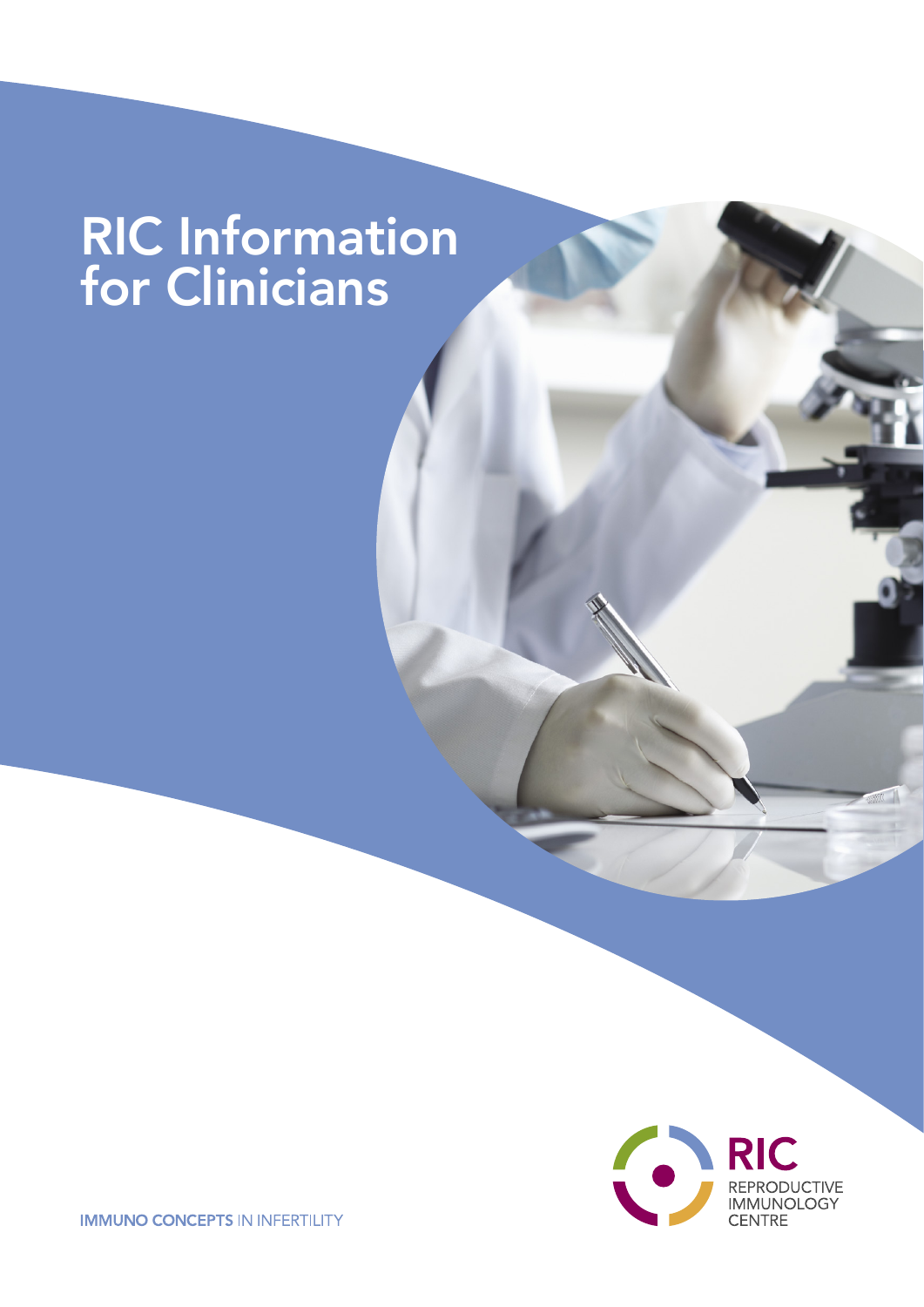# RIC Information for Clinicians

RIC
REPRODUCTIVE IMMUNOLOGY CENTRE

IMMUNO CONCEPTS IN INFERTILITY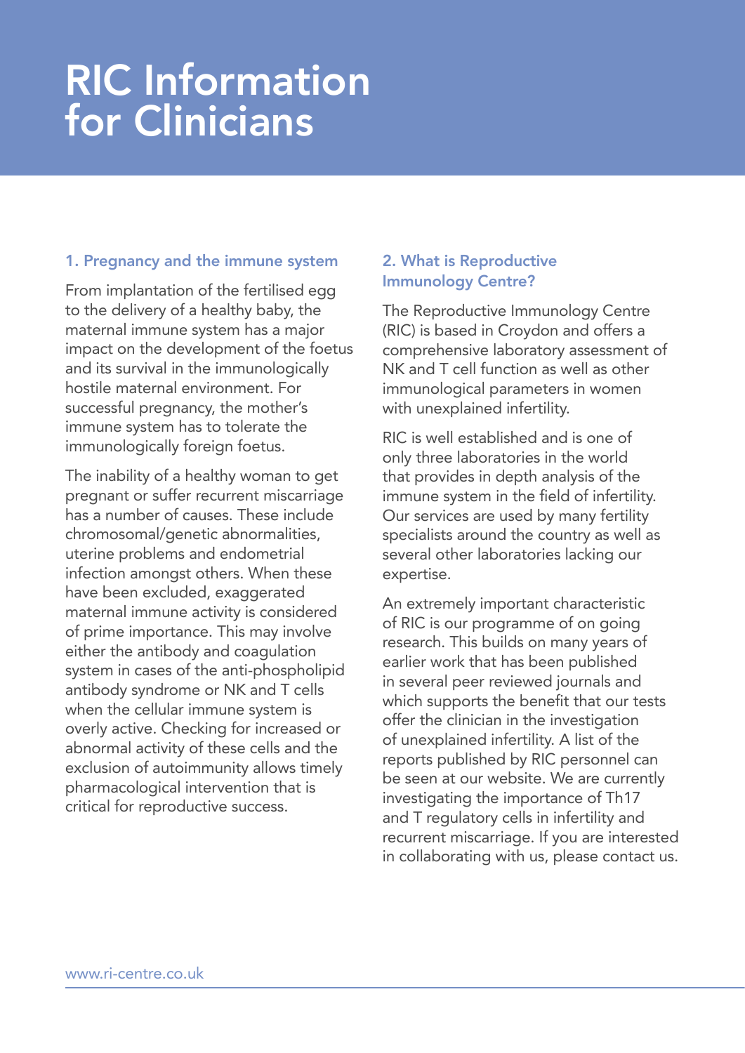# RIC Information for Clinicians

## 1. Pregnancy and the immune system

From implantation of the fertilised egg to the delivery of a healthy baby, the maternal immune system has a major impact on the development of the foetus and its survival in the immunologically hostile maternal environment. For successful pregnancy, the mother's immune system has to tolerate the immunologically foreign foetus.

The inability of a healthy woman to get pregnant or suffer recurrent miscarriage has a number of causes. These include chromosomal/genetic abnormalities, uterine problems and endometrial infection amongst others. When these have been excluded, exaggerated maternal immune activity is considered of prime importance. This may involve either the antibody and coagulation system in cases of the anti-phospholipid antibody syndrome or NK and T cells when the cellular immune system is overly active. Checking for increased or abnormal activity of these cells and the exclusion of autoimmunity allows timely pharmacological intervention that is critical for reproductive success.

## 2. What is Reproductive Immunology Centre?

The Reproductive Immunology Centre (RIC) is based in Croydon and offers a comprehensive laboratory assessment of NK and T cell function as well as other immunological parameters in women with unexplained infertility.

RIC is well established and is one of only three laboratories in the world that provides in depth analysis of the immune system in the field of infertility. Our services are used by many fertility specialists around the country as well as several other laboratories lacking our expertise.

An extremely important characteristic of RIC is our programme of on going research. This builds on many years of earlier work that has been published in several peer reviewed journals and which supports the benefit that our tests offer the clinician in the investigation of unexplained infertility. A list of the reports published by RIC personnel can be seen at our website. We are currently investigating the importance of Th17 and T regulatory cells in infertility and recurrent miscarriage. If you are interested in collaborating with us, please contact us.

www.ri-centre.co.uk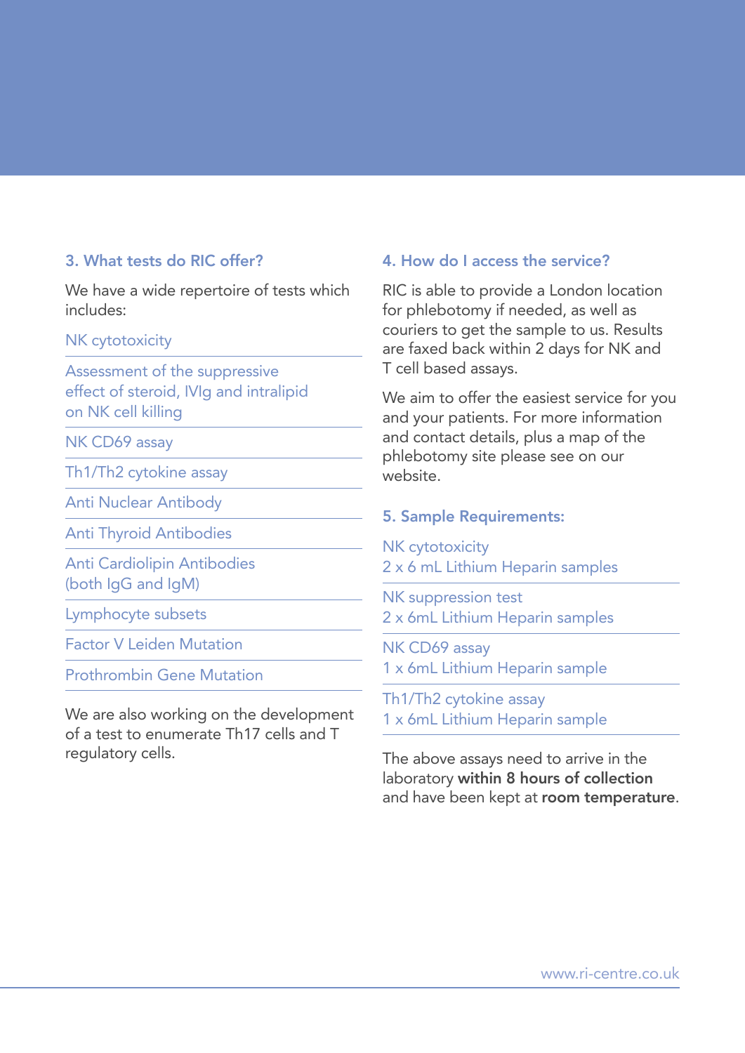## 3. What tests do RIC offer?

We have a wide repertoire of tests which includes:

- NK cytotoxicity
- Assessment of the suppressive effect of steroid, IVIg and intralipid on NK cell killing
- NK CD69 assay
- Th1/Th2 cytokine assay
- Anti Nuclear Antibody
- Anti Thyroid Antibodies
- Anti Cardiolipin Antibodies (both IgG and IgM)
- Lymphocyte subsets
- Factor V Leiden Mutation
- Prothrombin Gene Mutation

We are also working on the development of a test to enumerate Th17 cells and T regulatory cells.

## 4. How do I access the service?

RIC is able to provide a London location for phlebotomy if needed, as well as couriers to get the sample to us. Results are faxed back within 2 days for NK and T cell based assays.

We aim to offer the easiest service for you and your patients. For more information and contact details, plus a map of the phlebotomy site please see on our website.

## 5. Sample Requirements:

- NK cytotoxicity
  2 x 6 mL Lithium Heparin samples
- NK suppression test
  2 x 6mL Lithium Heparin samples
- NK CD69 assay
  1 x 6mL Lithium Heparin sample
- Th1/Th2 cytokine assay
  1 x 6mL Lithium Heparin sample

The above assays need to arrive in the laboratory **within 8 hours of collection** and have been kept at **room temperature**.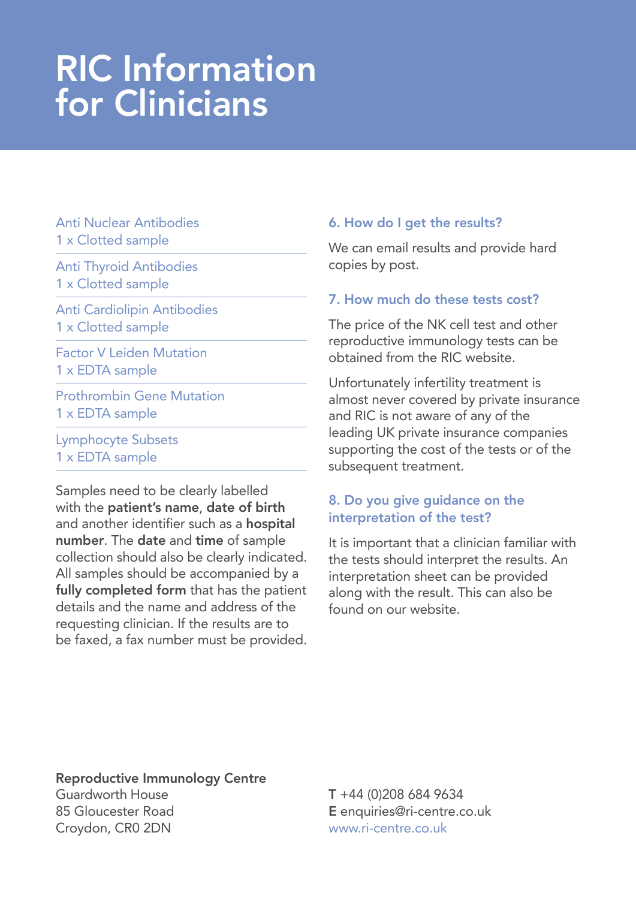# RIC Information for Clinicians

Anti Nuclear Antibodies
1 x Clotted sample

Anti Thyroid Antibodies
1 x Clotted sample

Anti Cardiolipin Antibodies
1 x Clotted sample

Factor V Leiden Mutation
1 x EDTA sample

Prothrombin Gene Mutation
1 x EDTA sample

Lymphocyte Subsets
1 x EDTA sample

Samples need to be clearly labelled with the **patient's name**, **date of birth** and another identifier such as a **hospital number**. The **date** and **time** of sample collection should also be clearly indicated. All samples should be accompanied by a **fully completed form** that has the patient details and the name and address of the requesting clinician. If the results are to be faxed, a fax number must be provided.

### 6. How do I get the results?

We can email results and provide hard copies by post.

### 7. How much do these tests cost?

The price of the NK cell test and other reproductive immunology tests can be obtained from the RIC website.

Unfortunately infertility treatment is almost never covered by private insurance and RIC is not aware of any of the leading UK private insurance companies supporting the cost of the tests or of the subsequent treatment.

### 8. Do you give guidance on the interpretation of the test?

It is important that a clinician familiar with the tests should interpret the results. An interpretation sheet can be provided along with the result. This can also be found on our website.

**Reproductive Immunology Centre**
Guardworth House
85 Gloucester Road
Croydon, CR0 2DN

**T** +44 (0)208 684 9634
**E** enquiries@ri-centre.co.uk
www.ri-centre.co.uk